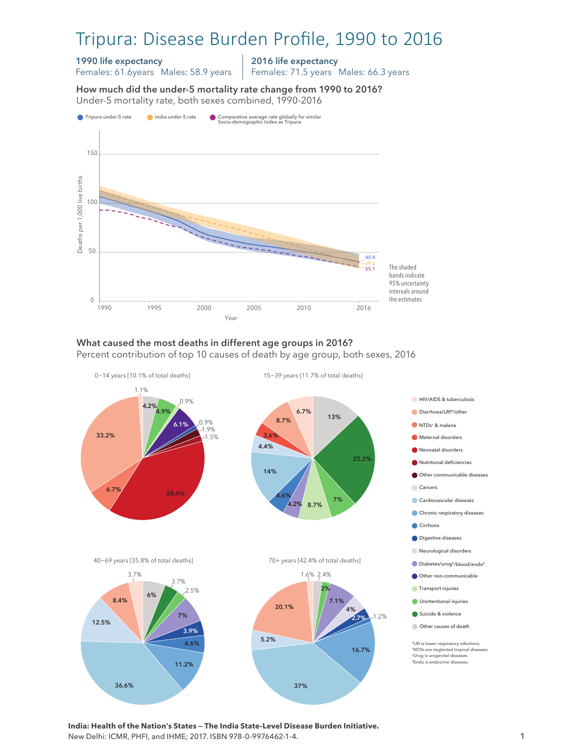# Tripura: Disease Burden Profile, 1990 to 2016

**1990 life expectancy**
Females: 61.6years Males: 58.9 years

**2016 life expectancy**
Females: 71.5 years Males: 66.3 years

### How much did the under-5 mortality rate change from 1990 to 2016?

Under-5 mortality rate, both sexes combined, 1990-2016

- Tripura under-5 rate
- India under-5 rate
- Comparative average rate globally for similar Socio-demographic Index as Tripura

Deaths per 1,000 live births (2016): Tripura 40.4; India 39.2; Comparative 35.1

The shaded bands indicate 95% uncertainty intervals around the estimates

### What caused the most deaths in different age groups in 2016?

Percent contribution of top 10 causes of death by age group, both sexes, 2016

**0–14 years [10.1% of total deaths]:** Neonatal disorders 38.4%; Diarrhoea/LRI*/other 33.2%; NTDs† & malaria 6.7%; Other non-communicable 6.1%; Unintentional injuries 4.9%; Other causes of death 4.2%; Nutritional deficiencies 1.9%; Other communicable diseases 1.5%; HIV/AIDS & tuberculosis 1.1%; 0.9%; 0.9%

**15–39 years [11.7% of total deaths]:** Suicide & violence 25.2%; Cardiovascular diseases 14%; Other causes of death 13%; Transport injuries 8.7%; Diarrhoea/LRI*/other 8.7%; Unintentional injuries 7%; HIV/AIDS & tuberculosis 6.7%; Cirrhosis 4.6%; Cancers 4.4%; Diabetes/urog‡/blood/endo§ 4.2%; Maternal disorders 3.6%

**40–69 years [35.8% of total deaths]:** Cardiovascular diseases 36.6%; Cancers 12.5%; Chronic respiratory diseases 11.2%; Diarrhoea/LRI*/other 8.4%; Diabetes/urog‡/blood/endo§ 7%; Other causes of death 6%; Cirrhosis 4.6%; Digestive diseases 3.9%; Suicide & violence 3.7%; HIV/AIDS & tuberculosis 3.7%; Unintentional injuries 2.5%

**70+ years [42.4% of total deaths]:** Cardiovascular diseases 37%; Diarrhoea/LRI*/other 20.1%; Chronic respiratory diseases 16.7%; Diabetes/urog‡/blood/endo§ 7.1%; Cancers 5.2%; Neurological disorders 4%; Digestive diseases 2.7%; Other causes of death 2.4%; Unintentional injuries 2%; HIV/AIDS & tuberculosis 1.6%; Cirrhosis 1.2%

Legend: HIV/AIDS & tuberculosis; Diarrhoea/LRI*/other; NTDs† & malaria; Maternal disorders; Neonatal disorders; Nutritional deficiencies; Other communicable diseases; Cancers; Cardiovascular diseases; Chronic respiratory diseases; Cirrhosis; Digestive diseases; Neurological disorders; Diabetes/urog‡/blood/endo§; Other non-communicable; Transport injuries; Unintentional injuries; Suicide & violence; Other causes of death

*LRI is lower respiratory infections.
†NTDs are neglected tropical diseases.
‡Urog is urogenital diseases.
§Endo is endocrine diseases.

**India: Health of the Nation's States — The India State-Level Disease Burden Initiative.**
New Delhi: ICMR, PHFI, and IHME; 2017. ISBN 978-0-9976462-1-4.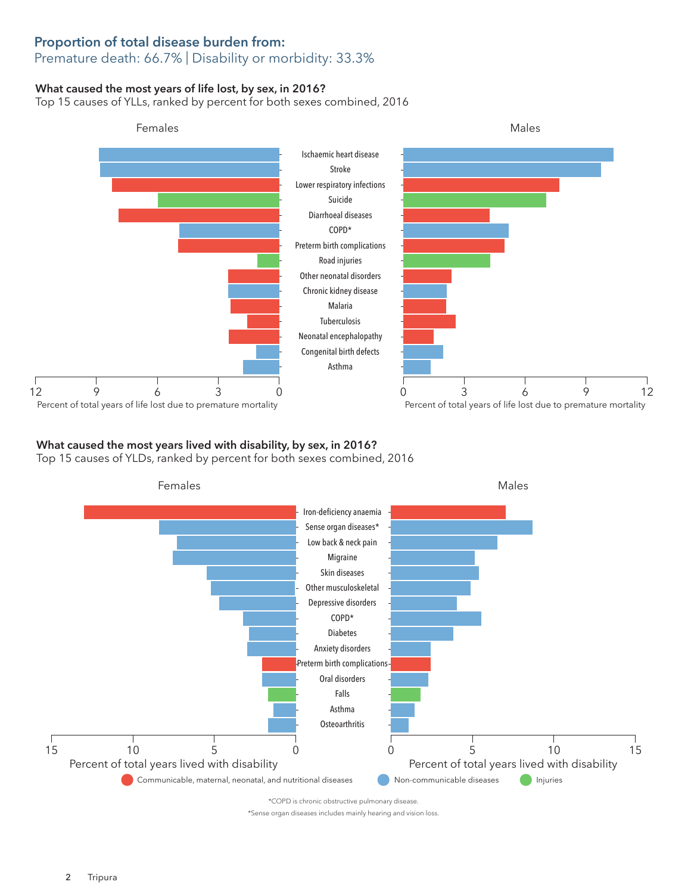## Proportion of total disease burden from:

Premature death: 66.7% | Disability or morbidity: 33.3%

### What caused the most years of life lost, by sex, in 2016?

Top 15 causes of YLLs, ranked by percent for both sexes combined, 2016

Females | Males

Ischaemic heart disease
Stroke
Lower respiratory infections
Suicide
Diarrhoeal diseases
COPD*
Preterm birth complications
Road injuries
Other neonatal disorders
Chronic kidney disease
Malaria
Tuberculosis
Neonatal encephalopathy
Congenital birth defects
Asthma

Percent of total years of life lost due to premature mortality

### What caused the most years lived with disability, by sex, in 2016?

Top 15 causes of YLDs, ranked by percent for both sexes combined, 2016

Females | Males

Iron-deficiency anaemia
Sense organ diseases*
Low back & neck pain
Migraine
Skin diseases
Other musculoskeletal
Depressive disorders
COPD*
Diabetes
Anxiety disorders
Preterm birth complications
Oral disorders
Falls
Asthma
Osteoarthritis

Percent of total years lived with disability

Communicable, maternal, neonatal, and nutritional diseases | Non-communicable diseases | Injuries

*COPD is chronic obstructive pulmonary disease.

*Sense organ diseases includes mainly hearing and vision loss.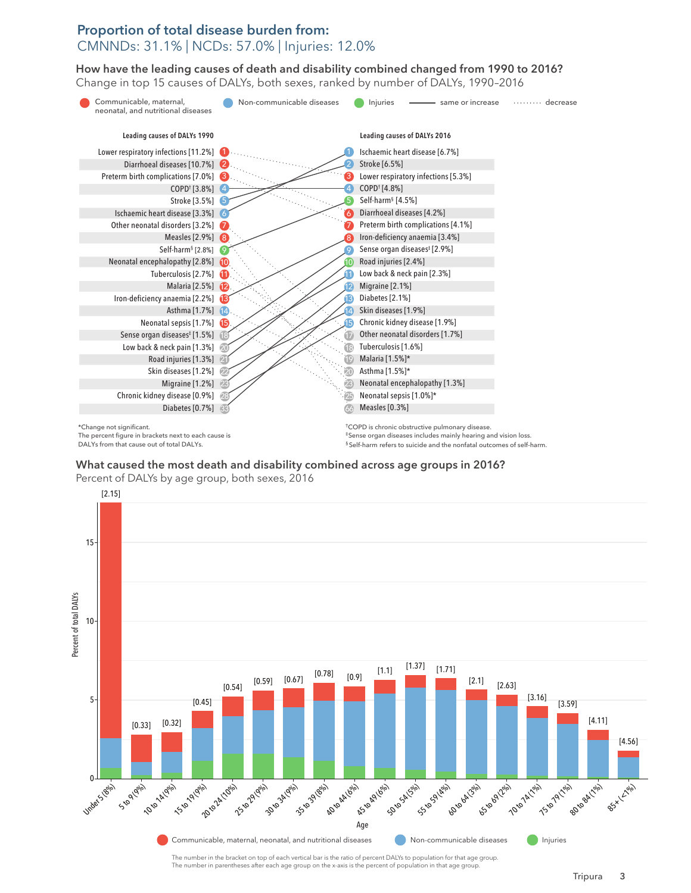## Proportion of total disease burden from:

CMNNDs: 31.1% | NCDs: 57.0% | Injuries: 12.0%

### How have the leading causes of death and disability combined changed from 1990 to 2016?

Change in top 15 causes of DALYs, both sexes, ranked by number of DALYs, 1990–2016

Legend: Communicable, maternal, neonatal, and nutritional diseases | Non-communicable diseases | Injuries | —— same or increase | ········ decrease

| Leading causes of DALYs 1990 | Rank | Rank | Leading causes of DALYs 2016 |
|---|---|---|---|
| Lower respiratory infections [11.2%] | 1 | 1 | Ischaemic heart disease [6.7%] |
| Diarrhoeal diseases [10.7%] | 2 | 2 | Stroke [6.5%] |
| Preterm birth complications [7.0%] | 3 | 3 | Lower respiratory infections [5.3%] |
| COPD† [3.8%] | 4 | 4 | COPD† [4.8%] |
| Stroke [3.5%] | 5 | 5 | Self-harm§ [4.5%] |
| Ischaemic heart disease [3.3%] | 6 | 6 | Diarrhoeal diseases [4.2%] |
| Other neonatal disorders [3.2%] | 7 | 7 | Preterm birth complications [4.1%] |
| Measles [2.9%] | 8 | 8 | Iron-deficiency anaemia [3.4%] |
| Self-harm§ [2.8%] | 9 | 9 | Sense organ diseases‡ [2.9%] |
| Neonatal encephalopathy [2.8%] | 10 | 10 | Road injuries [2.4%] |
| Tuberculosis [2.7%] | 11 | 11 | Low back & neck pain [2.3%] |
| Malaria [2.5%] | 12 | 12 | Migraine [2.1%] |
| Iron-deficiency anaemia [2.2%] | 13 | 13 | Diabetes [2.1%] |
| Asthma [1.7%] | 14 | 14 | Skin diseases [1.9%] |
| Neonatal sepsis [1.7%] | 15 | 15 | Chronic kidney disease [1.9%] |
| Sense organ diseases‡ [1.5%] | 18 | 17 | Other neonatal disorders [1.7%] |
| Low back & neck pain [1.3%] | 20 | 18 | Tuberculosis [1.6%] |
| Road injuries [1.3%] | 21 | 19 | Malaria [1.5%]* |
| Skin diseases [1.2%] | 22 | 20 | Asthma [1.5%]* |
| Migraine [1.2%] | 23 | 23 | Neonatal encephalopathy [1.3%] |
| Chronic kidney disease [0.9%] | 28 | 25 | Neonatal sepsis [1.0%]* |
| Diabetes [0.7%] | 33 | 66 | Measles [0.3%] |

*Change not significant.
The percent figure in brackets next to each cause is DALYs from that cause out of total DALYs.

†COPD is chronic obstructive pulmonary disease.
‡Sense organ diseases includes mainly hearing and vision loss.
§Self-harm refers to suicide and the nonfatal outcomes of self-harm.

### What caused the most death and disability combined across age groups in 2016?

Percent of DALYs by age group, both sexes, 2016

| Age | Ratio of percent DALYs to population |
|---|---|
| Under 5 (8%) | [2.15] |
| 5 to 9 (9%) | [0.33] |
| 10 to 14 (9%) | [0.32] |
| 15 to 19 (9%) | [0.45] |
| 20 to 24 (10%) | [0.54] |
| 25 to 29 (9%) | [0.59] |
| 30 to 34 (9%) | [0.67] |
| 35 to 39 (8%) | [0.78] |
| 40 to 44 (6%) | [0.9] |
| 45 to 49 (6%) | [1.1] |
| 50 to 54 (5%) | [1.37] |
| 55 to 59 (4%) | [1.71] |
| 60 to 64 (3%) | [2.1] |
| 65 to 69 (2%) | [2.63] |
| 70 to 74 (1%) | [3.16] |
| 75 to 79 (1%) | [3.59] |
| 80 to 84 (1%) | [4.11] |
| 85+ (<1%) | [4.56] |

Legend: Communicable, maternal, neonatal, and nutritional diseases | Non-communicable diseases | Injuries

The number in the bracket on top of each vertical bar is the ratio of percent DALYs to population for that age group.
The number in parentheses after each age group on the x-axis is the percent of population in that age group.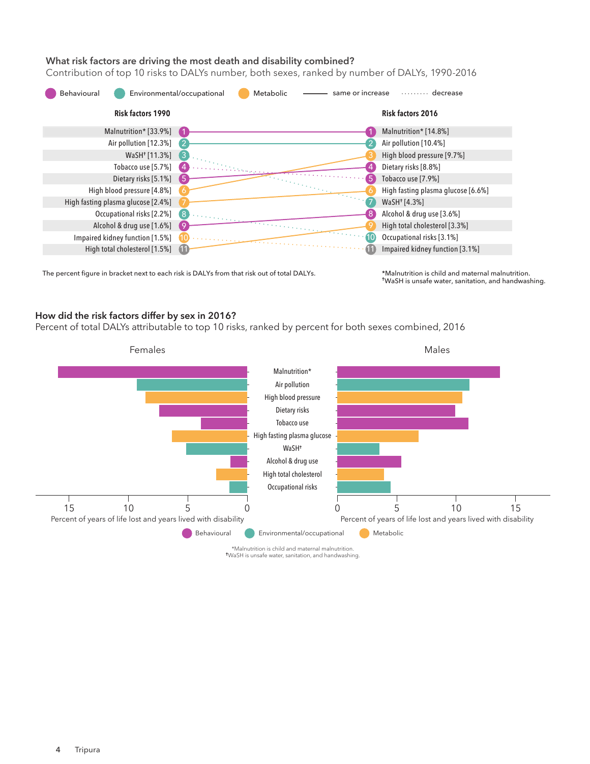## What risk factors are driving the most death and disability combined?

Contribution of top 10 risks to DALYs number, both sexes, ranked by number of DALYs, 1990-2016

Behavioural
Environmental/occupational
Metabolic
same or increase
decrease

**Risk factors 1990**

Malnutrition* [33.9%] 1
Air pollution [12.3%] 2
WaSH† [11.3%] 3
Tobacco use [5.7%] 4
Dietary risks [5.1%] 5
High blood pressure [4.8%] 6
High fasting plasma glucose [2.4%] 7
Occupational risks [2.2%] 8
Alcohol & drug use [1.6%] 9
Impaired kidney function [1.5%] 10
High total cholesterol [1.5%] 11

**Risk factors 2016**

1 Malnutrition* [14.8%]
2 Air pollution [10.4%]
3 High blood pressure [9.7%]
4 Dietary risks [8.8%]
5 Tobacco use [7.9%]
6 High fasting plasma glucose [6.6%]
7 WaSH† [4.3%]
8 Alcohol & drug use [3.6%]
9 High total cholesterol [3.3%]
10 Occupational risks [3.1%]
11 Impaired kidney function [3.1%]

The percent figure in bracket next to each risk is DALYs from that risk out of total DALYs.

*Malnutrition is child and maternal malnutrition.
†WaSH is unsafe water, sanitation, and handwashing.

## How did the risk factors differ by sex in 2016?

Percent of total DALYs attributable to top 10 risks, ranked by percent for both sexes combined, 2016

Females

Males

Malnutrition*
Air pollution
High blood pressure
Dietary risks
Tobacco use
High fasting plasma glucose
WaSH†
Alcohol & drug use
High total cholesterol
Occupational risks

15 10 5 0
Percent of years of life lost and years lived with disability

0 5 10 15
Percent of years of life lost and years lived with disability

Behavioural
Environmental/occupational
Metabolic

*Malnutrition is child and maternal malnutrition.
†WaSH is unsafe water, sanitation, and handwashing.